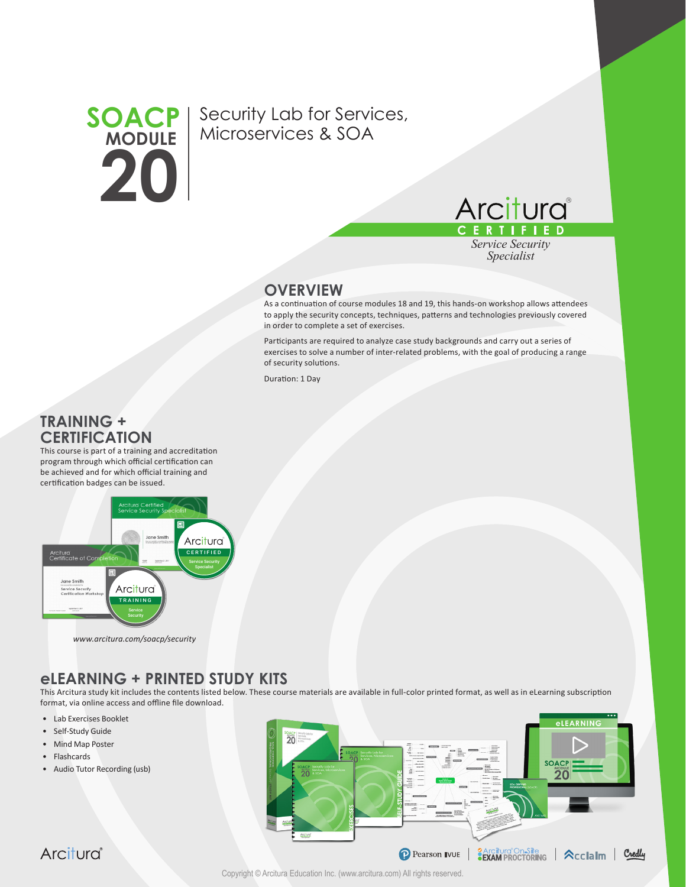# SOACP MODULE 20

## Security Lab for Services, Microservices & SOA

Arcitura® CERTIFIED *Service Security Specialist*

## OVERVIEW

As a continuation of course modules 18 and 19, this hands-on workshop allows attendees to apply the security concepts, techniques, patterns and technologies previously covered in order to complete a set of exercises.

Participants are required to analyze case study backgrounds and carry out a series of exercises to solve a number of inter-related problems, with the goal of producing a range of security solutions.

Duration: 1 Day

## TRAINING + CERTIFICATION

This course is part of a training and accreditation program through which official certification can be achieved and for which official training and certification badges can be issued.

*www.arcitura.com/soacp/security*

## eLEARNING + PRINTED STUDY KITS

This Arcitura study kit includes the contents listed below. These course materials are available in full-color printed format, as well as in eLearning subscription format, via online access and offline file download.

- Lab Exercises Booklet
- Self-Study Guide
- Mind Map Poster
- Flashcards
- Audio Tutor Recording (usb)

Copyright © Arcitura Education Inc. (www.arcitura.com) All rights reserved.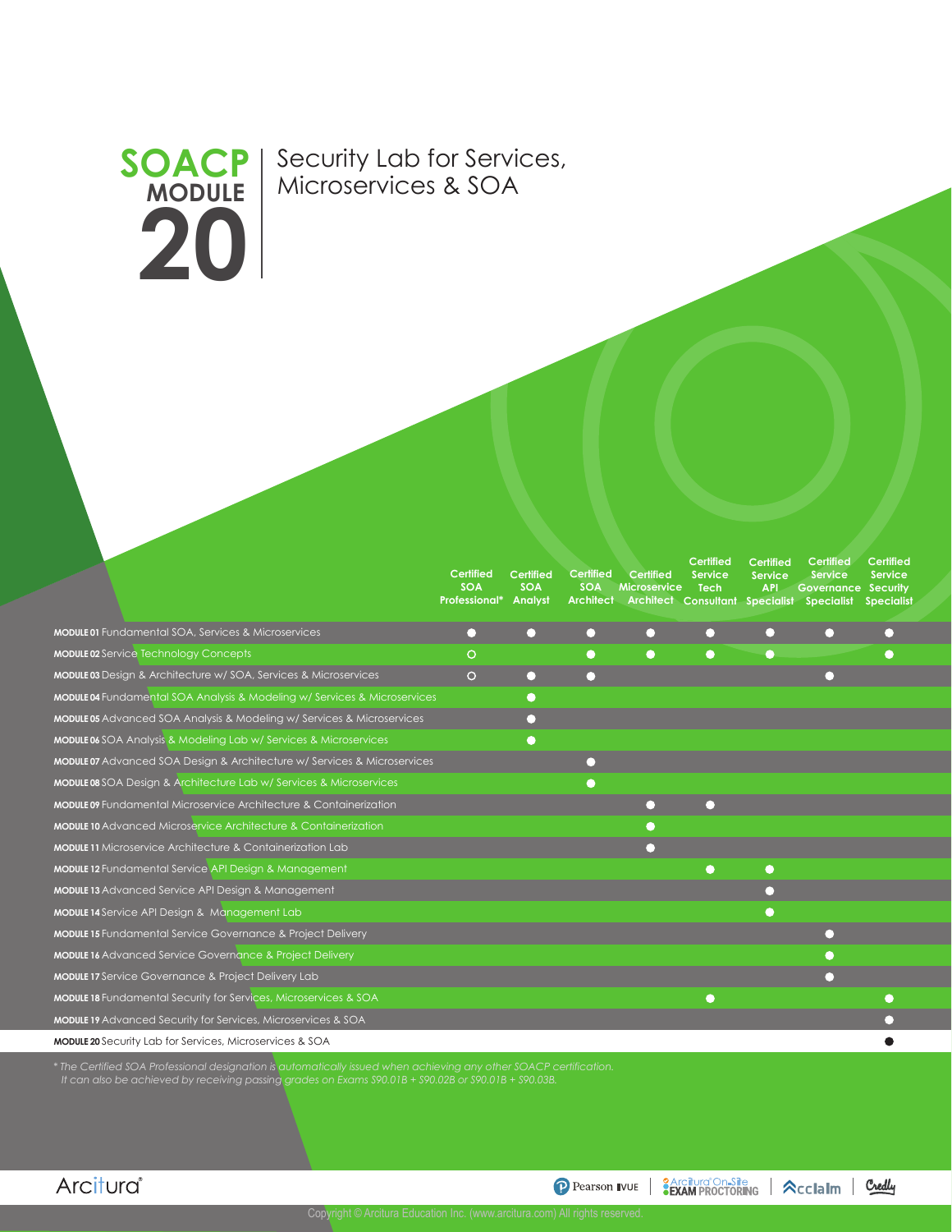# SOACP MODULE 20

## Security Lab for Services, Microservices & SOA

| | Certified SOA Professional* | Certified SOA Analyst | Certified SOA Architect | Certified Microservice Architect | Certified Service Tech Consultant | Certified Service API Specialist | Certified Service Governance Specialist | Certified Service Security Specialist |
|---|---|---|---|---|---|---|---|---|
| **MODULE 01** Fundamental SOA, Services & Microservices | ● | ● | ● | ● | ● | ● | ● | ● |
| **MODULE 02** Service Technology Concepts | ○ | | ● | ● | ● | ● | | ● |
| **MODULE 03** Design & Architecture w/ SOA, Services & Microservices | ○ | ● | ● | | | | ● | |
| **MODULE 04** Fundamental SOA Analysis & Modeling w/ Services & Microservices | | ● | | | | | | |
| **MODULE 05** Advanced SOA Analysis & Modeling w/ Services & Microservices | | ● | | | | | | |
| **MODULE 06** SOA Analysis & Modeling Lab w/ Services & Microservices | | ● | | | | | | |
| **MODULE 07** Advanced SOA Design & Architecture w/ Services & Microservices | | | ● | | | | | |
| **MODULE 08** SOA Design & Architecture Lab w/ Services & Microservices | | | ● | | | | | |
| **MODULE 09** Fundamental Microservice Architecture & Containerization | | | | ● | ● | | | |
| **MODULE 10** Advanced Microservice Architecture & Containerization | | | | ● | | | | |
| **MODULE 11** Microservice Architecture & Containerization Lab | | | | ● | | | | |
| **MODULE 12** Fundamental Service API Design & Management | | | | | ● | ● | | |
| **MODULE 13** Advanced Service API Design & Management | | | | | | ● | | |
| **MODULE 14** Service API Design & Management Lab | | | | | | ● | | |
| **MODULE 15** Fundamental Service Governance & Project Delivery | | | | | | | ● | |
| **MODULE 16** Advanced Service Governance & Project Delivery | | | | | | | ● | |
| **MODULE 17** Service Governance & Project Delivery Lab | | | | | | | ● | |
| **MODULE 18** Fundamental Security for Services, Microservices & SOA | | | | | ● | | | ● |
| **MODULE 19** Advanced Security for Services, Microservices & SOA | | | | | | | | ● |
| **MODULE 20** Security Lab for Services, Microservices & SOA | | | | | | | | ● |

*\* The Certified SOA Professional designation is automatically issued when achieving any other SOACP certification. It can also be achieved by receiving passing grades on Exams S90.01B + S90.02B or S90.01B + S90.03B.*

Arcitura® | Pearson VUE | Arcitura On-Site Exam Proctoring | Acclaim | Credly

Copyright © Arcitura Education Inc. (www.arcitura.com) All rights reserved.